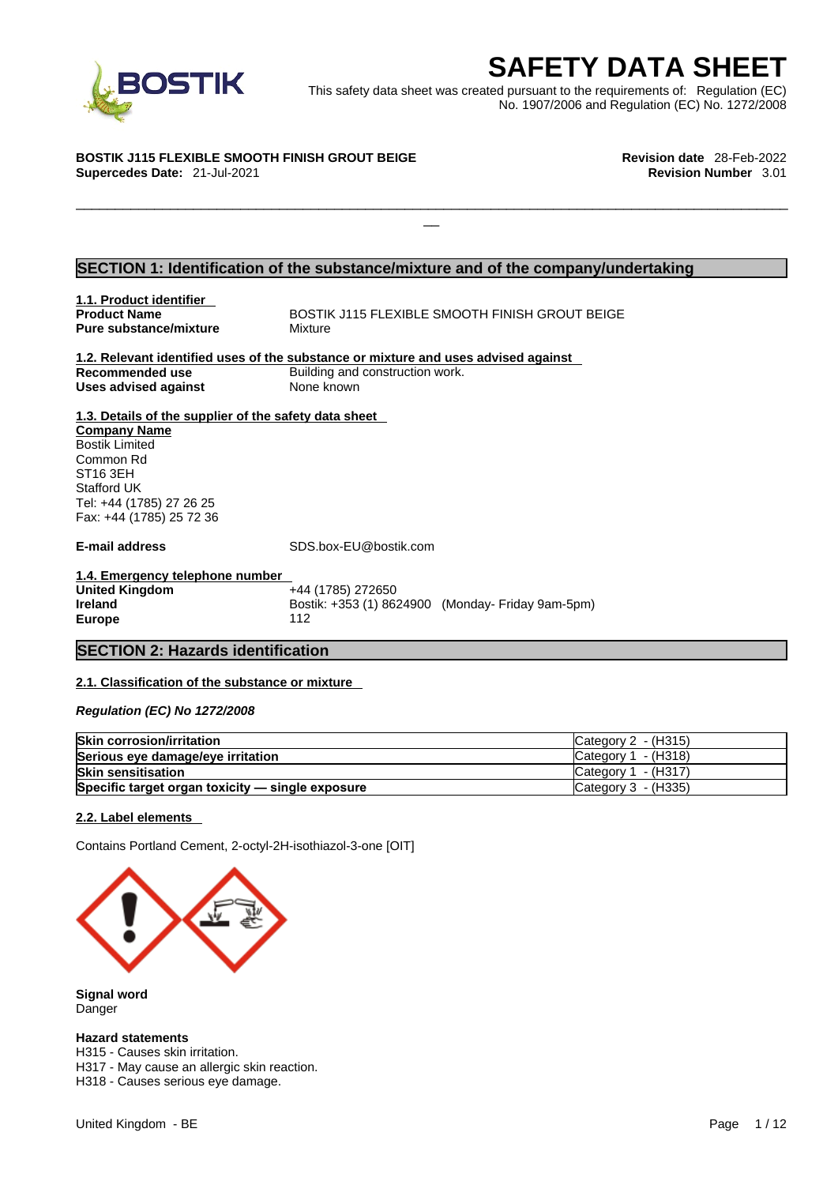# SAFETY DATA SHEET

This safety data sheet was created pursuant to the requirements of: Regulation (EC) No. 1907/2006 and Regulation (EC) No. 1272/2008

**BOSTIK J115 FLEXIBLE SMOOTH FINISH GROUT BEIGE**
**Supercedes Date:** 21-Jul-2021

**Revision date** 28-Feb-2022
**Revision Number** 3.01

## SECTION 1: Identification of the substance/mixture and of the company/undertaking

### 1.1. Product identifier

**Product Name** BOSTIK J115 FLEXIBLE SMOOTH FINISH GROUT BEIGE
**Pure substance/mixture** Mixture

### 1.2. Relevant identified uses of the substance or mixture and uses advised against

**Recommended use** Building and construction work.
**Uses advised against** None known

### 1.3. Details of the supplier of the safety data sheet

**Company Name**
Bostik Limited
Common Rd
ST16 3EH
Stafford UK
Tel: +44 (1785) 27 26 25
Fax: +44 (1785) 25 72 36

**E-mail address** SDS.box-EU@bostik.com

### 1.4. Emergency telephone number

**United Kingdom** +44 (1785) 272650
**Ireland** Bostik: +353 (1) 8624900 (Monday- Friday 9am-5pm)
**Europe** 112

## SECTION 2: Hazards identification

### 2.1. Classification of the substance or mixture

*Regulation (EC) No 1272/2008*

| | |
|---|---|
| **Skin corrosion/irritation** | Category 2 - (H315) |
| **Serious eye damage/eye irritation** | Category 1 - (H318) |
| **Skin sensitisation** | Category 1 - (H317) |
| **Specific target organ toxicity — single exposure** | Category 3 - (H335) |

### 2.2. Label elements

Contains Portland Cement, 2-octyl-2H-isothiazol-3-one [OIT]

**Signal word**
Danger

**Hazard statements**
H315 - Causes skin irritation.
H317 - May cause an allergic skin reaction.
H318 - Causes serious eye damage.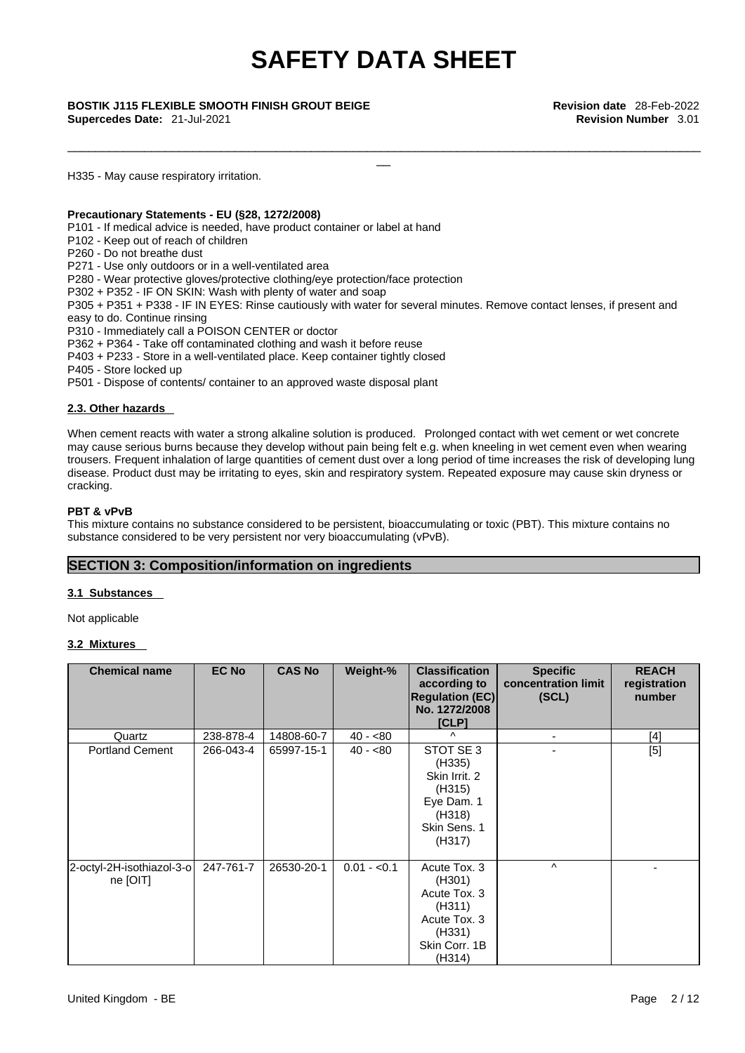H335 - May cause respiratory irritation.

**Precautionary Statements - EU (§28, 1272/2008)**

P101 - If medical advice is needed, have product container or label at hand
P102 - Keep out of reach of children
P260 - Do not breathe dust
P271 - Use only outdoors or in a well-ventilated area
P280 - Wear protective gloves/protective clothing/eye protection/face protection
P302 + P352 - IF ON SKIN: Wash with plenty of water and soap
P305 + P351 + P338 - IF IN EYES: Rinse cautiously with water for several minutes. Remove contact lenses, if present and easy to do. Continue rinsing
P310 - Immediately call a POISON CENTER or doctor
P362 + P364 - Take off contaminated clothing and wash it before reuse
P403 + P233 - Store in a well-ventilated place. Keep container tightly closed
P405 - Store locked up
P501 - Dispose of contents/ container to an approved waste disposal plant

### 2.3. Other hazards

When cement reacts with water a strong alkaline solution is produced. Prolonged contact with wet cement or wet concrete may cause serious burns because they develop without pain being felt e.g. when kneeling in wet cement even when wearing trousers. Frequent inhalation of large quantities of cement dust over a long period of time increases the risk of developing lung disease. Product dust may be irritating to eyes, skin and respiratory system. Repeated exposure may cause skin dryness or cracking.

**PBT & vPvB**

This mixture contains no substance considered to be persistent, bioaccumulating or toxic (PBT). This mixture contains no substance considered to be very persistent nor very bioaccumulating (vPvB).

## SECTION 3: Composition/information on ingredients

### 3.1 Substances

Not applicable

### 3.2 Mixtures

| Chemical name | EC No | CAS No | Weight-% | Classification according to Regulation (EC) No. 1272/2008 [CLP] | Specific concentration limit (SCL) | REACH registration number |
|---|---|---|---|---|---|---|
| Quartz | 238-878-4 | 14808-60-7 | 40 - <80 | ^ | - | [4] |
| Portland Cement | 266-043-4 | 65997-15-1 | 40 - <80 | STOT SE 3 (H335) Skin Irrit. 2 (H315) Eye Dam. 1 (H318) Skin Sens. 1 (H317) | - | [5] |
| 2-octyl-2H-isothiazol-3-one [OIT] | 247-761-7 | 26530-20-1 | 0.01 - <0.1 | Acute Tox. 3 (H301) Acute Tox. 3 (H311) Acute Tox. 3 (H331) Skin Corr. 1B (H314) | ^ | - |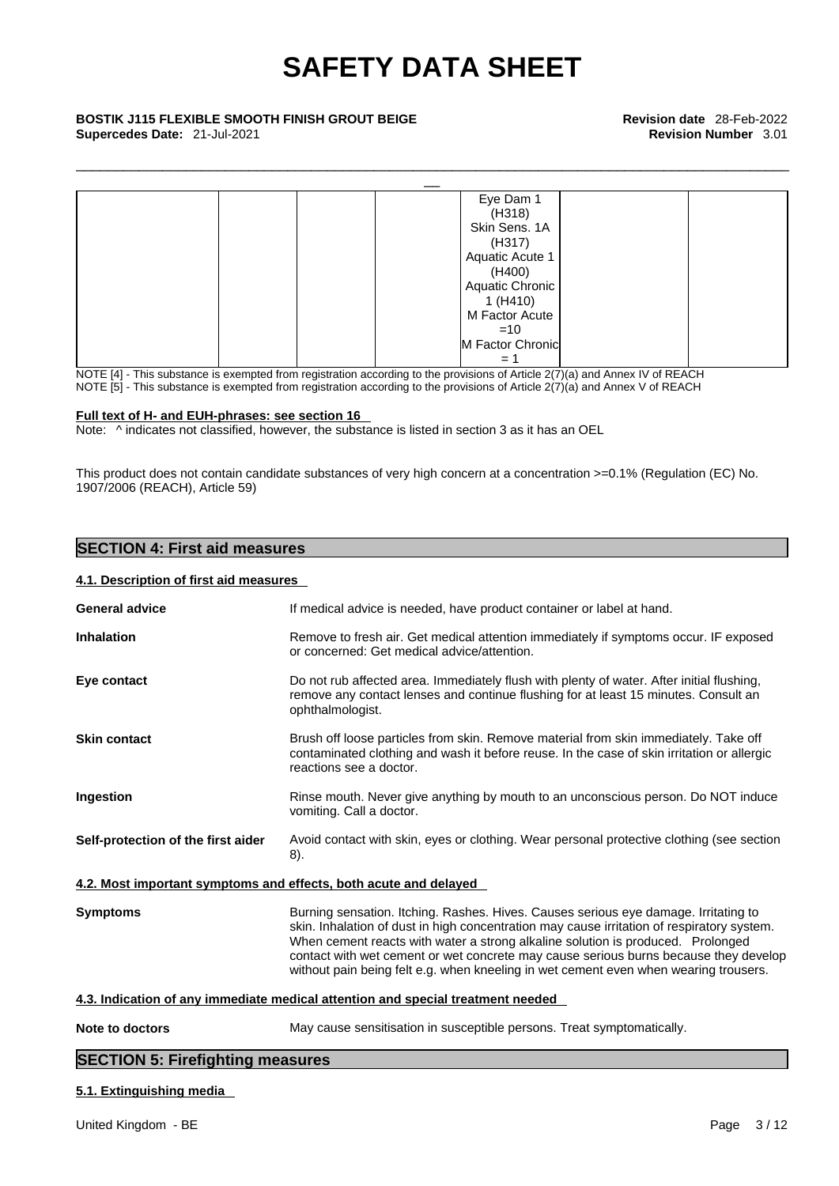| | | | | | | |
|---|---|---|---|---|---|---|
| | | | | Eye Dam 1 (H318)<br>Skin Sens. 1A (H317)<br>Aquatic Acute 1 (H400)<br>Aquatic Chronic 1 (H410)<br>M Factor Acute =10<br>M Factor Chronic = 1 | | |

NOTE [4] - This substance is exempted from registration according to the provisions of Article 2(7)(a) and Annex IV of REACH
NOTE [5] - This substance is exempted from registration according to the provisions of Article 2(7)(a) and Annex V of REACH

**Full text of H- and EUH-phrases: see section 16**

Note: ^ indicates not classified, however, the substance is listed in section 3 as it has an OEL

This product does not contain candidate substances of very high concern at a concentration >=0.1% (Regulation (EC) No. 1907/2006 (REACH), Article 59)

## SECTION 4: First aid measures

### 4.1. Description of first aid measures

**General advice** If medical advice is needed, have product container or label at hand.

**Inhalation** Remove to fresh air. Get medical attention immediately if symptoms occur. IF exposed or concerned: Get medical advice/attention.

**Eye contact** Do not rub affected area. Immediately flush with plenty of water. After initial flushing, remove any contact lenses and continue flushing for at least 15 minutes. Consult an ophthalmologist.

**Skin contact** Brush off loose particles from skin. Remove material from skin immediately. Take off contaminated clothing and wash it before reuse. In the case of skin irritation or allergic reactions see a doctor.

**Ingestion** Rinse mouth. Never give anything by mouth to an unconscious person. Do NOT induce vomiting. Call a doctor.

**Self-protection of the first aider** Avoid contact with skin, eyes or clothing. Wear personal protective clothing (see section 8).

### 4.2. Most important symptoms and effects, both acute and delayed

**Symptoms** Burning sensation. Itching. Rashes. Hives. Causes serious eye damage. Irritating to skin. Inhalation of dust in high concentration may cause irritation of respiratory system. When cement reacts with water a strong alkaline solution is produced. Prolonged contact with wet cement or wet concrete may cause serious burns because they develop without pain being felt e.g. when kneeling in wet cement even when wearing trousers.

### 4.3. Indication of any immediate medical attention and special treatment needed

**Note to doctors** May cause sensitisation in susceptible persons. Treat symptomatically.

## SECTION 5: Firefighting measures

### 5.1. Extinguishing media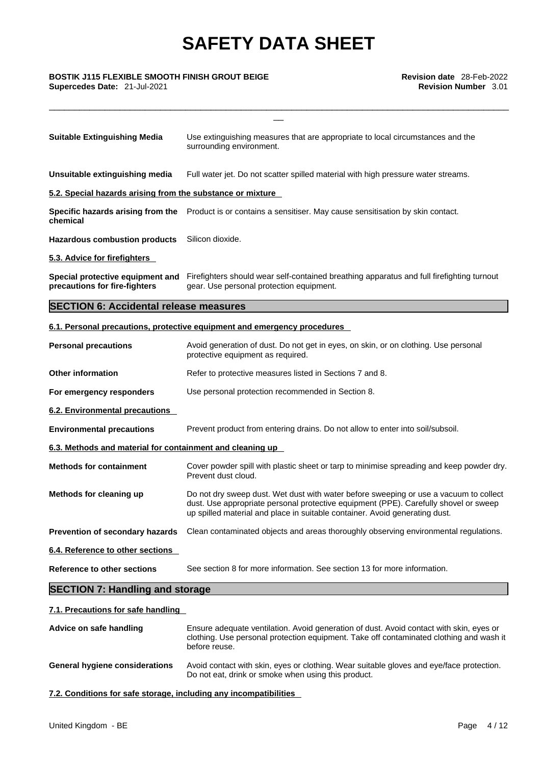| | |
|---|---|
| **Suitable Extinguishing Media** | Use extinguishing measures that are appropriate to local circumstances and the surrounding environment. |
| **Unsuitable extinguishing media** | Full water jet. Do not scatter spilled material with high pressure water streams. |

**5.2. Special hazards arising from the substance or mixture**

| | |
|---|---|
| **Specific hazards arising from the chemical** | Product is or contains a sensitiser. May cause sensitisation by skin contact. |
| **Hazardous combustion products** | Silicon dioxide. |

**5.3. Advice for firefighters**

| | |
|---|---|
| **Special protective equipment and precautions for fire-fighters** | Firefighters should wear self-contained breathing apparatus and full firefighting turnout gear. Use personal protection equipment. |

## SECTION 6: Accidental release measures

**6.1. Personal precautions, protective equipment and emergency procedures**

| | |
|---|---|
| **Personal precautions** | Avoid generation of dust. Do not get in eyes, on skin, or on clothing. Use personal protective equipment as required. |
| **Other information** | Refer to protective measures listed in Sections 7 and 8. |
| **For emergency responders** | Use personal protection recommended in Section 8. |

**6.2. Environmental precautions**

| | |
|---|---|
| **Environmental precautions** | Prevent product from entering drains. Do not allow to enter into soil/subsoil. |

**6.3. Methods and material for containment and cleaning up**

| | |
|---|---|
| **Methods for containment** | Cover powder spill with plastic sheet or tarp to minimise spreading and keep powder dry. Prevent dust cloud. |
| **Methods for cleaning up** | Do not dry sweep dust. Wet dust with water before sweeping or use a vacuum to collect dust. Use appropriate personal protective equipment (PPE). Carefully shovel or sweep up spilled material and place in suitable container. Avoid generating dust. |
| **Prevention of secondary hazards** | Clean contaminated objects and areas thoroughly observing environmental regulations. |

**6.4. Reference to other sections**

| | |
|---|---|
| **Reference to other sections** | See section 8 for more information. See section 13 for more information. |

## SECTION 7: Handling and storage

**7.1. Precautions for safe handling**

| | |
|---|---|
| **Advice on safe handling** | Ensure adequate ventilation. Avoid generation of dust. Avoid contact with skin, eyes or clothing. Use personal protection equipment. Take off contaminated clothing and wash it before reuse. |
| **General hygiene considerations** | Avoid contact with skin, eyes or clothing. Wear suitable gloves and eye/face protection. Do not eat, drink or smoke when using this product. |

**7.2. Conditions for safe storage, including any incompatibilities**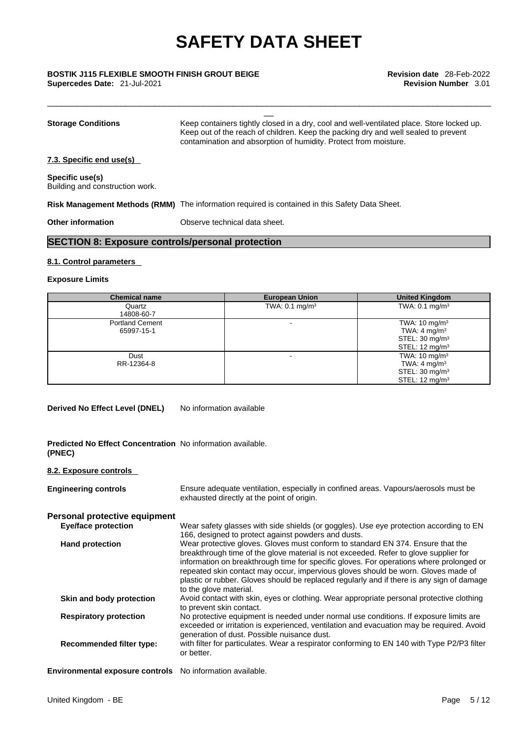**Storage Conditions** Keep containers tightly closed in a dry, cool and well-ventilated place. Store locked up. Keep out of the reach of children. Keep the packing dry and well sealed to prevent contamination and absorption of humidity. Protect from moisture.

**7.3. Specific end use(s)**

**Specific use(s)**
Building and construction work.

**Risk Management Methods (RMM)** The information required is contained in this Safety Data Sheet.

**Other information** Observe technical data sheet.

## SECTION 8: Exposure controls/personal protection

**8.1. Control parameters**

**Exposure Limits**

| Chemical name | European Union | United Kingdom |
|---|---|---|
| Quartz<br>14808-60-7 | TWA: 0.1 mg/m³ | TWA: 0.1 mg/m³ |
| Portland Cement<br>65997-15-1 | - | TWA: 10 mg/m³<br>TWA: 4 mg/m³<br>STEL: 30 mg/m³<br>STEL: 12 mg/m³ |
| Dust<br>RR-12364-8 | - | TWA: 10 mg/m³<br>TWA: 4 mg/m³<br>STEL: 30 mg/m³<br>STEL: 12 mg/m³ |

**Derived No Effect Level (DNEL)** No information available

**Predicted No Effect Concentration (PNEC)** No information available.

**8.2. Exposure controls**

**Engineering controls** Ensure adequate ventilation, especially in confined areas. Vapours/aerosols must be exhausted directly at the point of origin.

### Personal protective equipment

**Eye/face protection** Wear safety glasses with side shields (or goggles). Use eye protection according to EN 166, designed to protect against powders and dusts.

**Hand protection** Wear protective gloves. Gloves must conform to standard EN 374. Ensure that the breakthrough time of the glove material is not exceeded. Refer to glove supplier for information on breakthrough time for specific gloves. For operations where prolonged or repeated skin contact may occur, impervious gloves should be worn. Gloves made of plastic or rubber. Gloves should be replaced regularly and if there is any sign of damage to the glove material.

**Skin and body protection** Avoid contact with skin, eyes or clothing. Wear appropriate personal protective clothing to prevent skin contact.

**Respiratory protection** No protective equipment is needed under normal use conditions. If exposure limits are exceeded or irritation is experienced, ventilation and evacuation may be required. Avoid generation of dust. Possible nuisance dust.

**Recommended filter type:** with filter for particulates. Wear a respirator conforming to EN 140 with Type P2/P3 filter or better.

**Environmental exposure controls** No information available.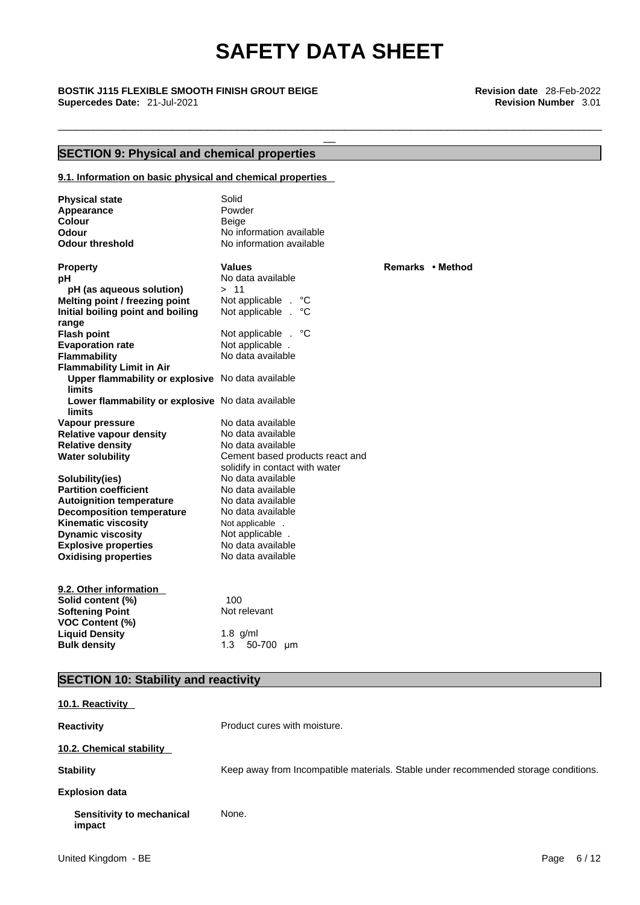## SECTION 9: Physical and chemical properties

### 9.1. Information on basic physical and chemical properties

| | |
|---|---|
| **Physical state** | Solid |
| **Appearance** | Powder |
| **Colour** | Beige |
| **Odour** | No information available |
| **Odour threshold** | No information available |

| **Property** | **Values** | **Remarks • Method** |
|---|---|---|
| **pH** | No data available | |
| **pH (as aqueous solution)** | > 11 | |
| **Melting point / freezing point** | Not applicable . °C | |
| **Initial boiling point and boiling range** | Not applicable . °C | |
| **Flash point** | Not applicable . °C | |
| **Evaporation rate** | Not applicable . | |
| **Flammability** | No data available | |
| **Flammability Limit in Air** | | |
| **Upper flammability or explosive limits** | No data available | |
| **Lower flammability or explosive limits** | No data available | |
| **Vapour pressure** | No data available | |
| **Relative vapour density** | No data available | |
| **Relative density** | No data available | |
| **Water solubility** | Cement based products react and solidify in contact with water | |
| **Solubility(ies)** | No data available | |
| **Partition coefficient** | No data available | |
| **Autoignition temperature** | No data available | |
| **Decomposition temperature** | No data available | |
| **Kinematic viscosity** | Not applicable . | |
| **Dynamic viscosity** | Not applicable . | |
| **Explosive properties** | No data available | |
| **Oxidising properties** | No data available | |

### 9.2. Other information

| | |
|---|---|
| **Solid content (%)** | 100 |
| **Softening Point** | Not relevant |
| **VOC Content (%)** | |
| **Liquid Density** | 1.8 g/ml |
| **Bulk density** | 1.3 50-700 µm |

## SECTION 10: Stability and reactivity

### 10.1. Reactivity

**Reactivity** Product cures with moisture.

### 10.2. Chemical stability

**Stability** Keep away from Incompatible materials. Stable under recommended storage conditions.

**Explosion data**

**Sensitivity to mechanical impact** None.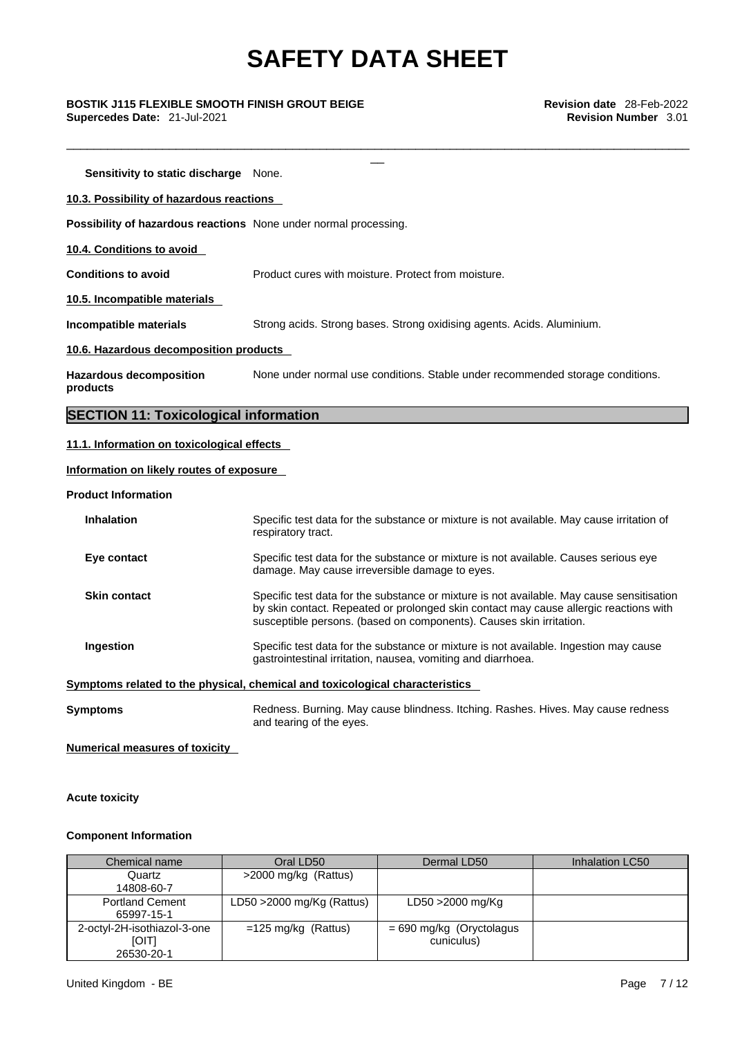**Sensitivity to static discharge** None.

**10.3. Possibility of hazardous reactions**

**Possibility of hazardous reactions** None under normal processing.

**10.4. Conditions to avoid**

**Conditions to avoid** Product cures with moisture. Protect from moisture.

**10.5. Incompatible materials**

**Incompatible materials** Strong acids. Strong bases. Strong oxidising agents. Acids. Aluminium.

**10.6. Hazardous decomposition products**

**Hazardous decomposition products** None under normal use conditions. Stable under recommended storage conditions.

## SECTION 11: Toxicological information

**11.1. Information on toxicological effects**

**Information on likely routes of exposure**

**Product Information**

**Inhalation** Specific test data for the substance or mixture is not available. May cause irritation of respiratory tract.

**Eye contact** Specific test data for the substance or mixture is not available. Causes serious eye damage. May cause irreversible damage to eyes.

**Skin contact** Specific test data for the substance or mixture is not available. May cause sensitisation by skin contact. Repeated or prolonged skin contact may cause allergic reactions with susceptible persons. (based on components). Causes skin irritation.

**Ingestion** Specific test data for the substance or mixture is not available. Ingestion may cause gastrointestinal irritation, nausea, vomiting and diarrhoea.

**Symptoms related to the physical, chemical and toxicological characteristics**

**Symptoms** Redness. Burning. May cause blindness. Itching. Rashes. Hives. May cause redness and tearing of the eyes.

**Numerical measures of toxicity**

**Acute toxicity**

**Component Information**

| Chemical name | Oral LD50 | Dermal LD50 | Inhalation LC50 |
|---|---|---|---|
| Quartz<br>14808-60-7 | >2000 mg/kg (Rattus) | | |
| Portland Cement<br>65997-15-1 | LD50 >2000 mg/Kg (Rattus) | LD50 >2000 mg/Kg | |
| 2-octyl-2H-isothiazol-3-one<br>[OIT]<br>26530-20-1 | =125 mg/kg (Rattus) | = 690 mg/kg (Oryctolagus cuniculus) | |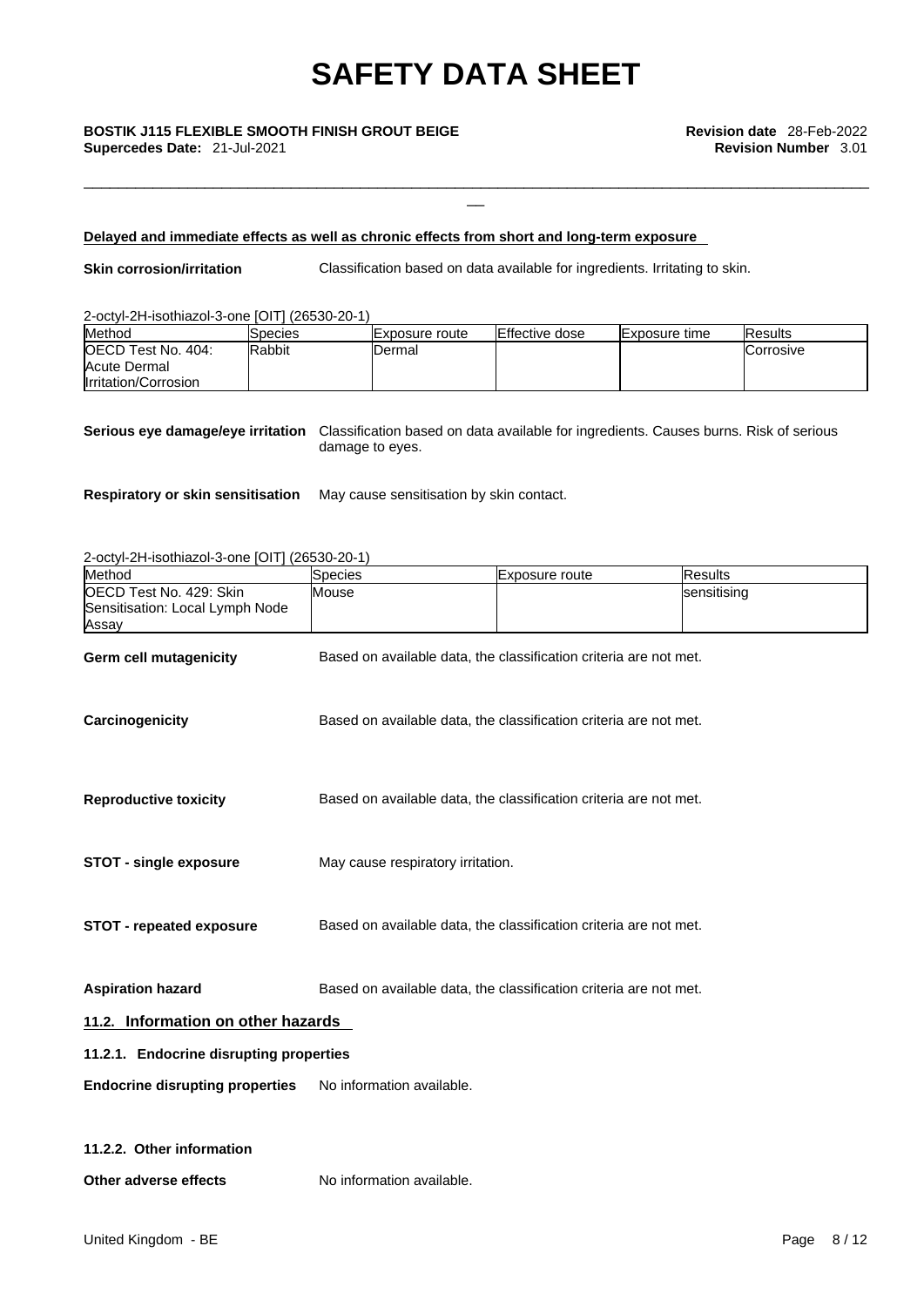**Delayed and immediate effects as well as chronic effects from short and long-term exposure**

**Skin corrosion/irritation** Classification based on data available for ingredients. Irritating to skin.

2-octyl-2H-isothiazol-3-one [OIT] (26530-20-1)

| Method | Species | Exposure route | Effective dose | Exposure time | Results |
|---|---|---|---|---|---|
| OECD Test No. 404: Acute Dermal Irritation/Corrosion | Rabbit | Dermal | | | Corrosive |

**Serious eye damage/eye irritation** Classification based on data available for ingredients. Causes burns. Risk of serious damage to eyes.

**Respiratory or skin sensitisation** May cause sensitisation by skin contact.

2-octyl-2H-isothiazol-3-one [OIT] (26530-20-1)

| Method | Species | Exposure route | Results |
|---|---|---|---|
| OECD Test No. 429: Skin Sensitisation: Local Lymph Node Assay | Mouse | | sensitising |

**Germ cell mutagenicity** Based on available data, the classification criteria are not met.

**Carcinogenicity** Based on available data, the classification criteria are not met.

**Reproductive toxicity** Based on available data, the classification criteria are not met.

**STOT - single exposure** May cause respiratory irritation.

**STOT - repeated exposure** Based on available data, the classification criteria are not met.

**Aspiration hazard** Based on available data, the classification criteria are not met.

## 11.2. Information on other hazards

### 11.2.1. Endocrine disrupting properties

**Endocrine disrupting properties** No information available.

### 11.2.2. Other information

**Other adverse effects** No information available.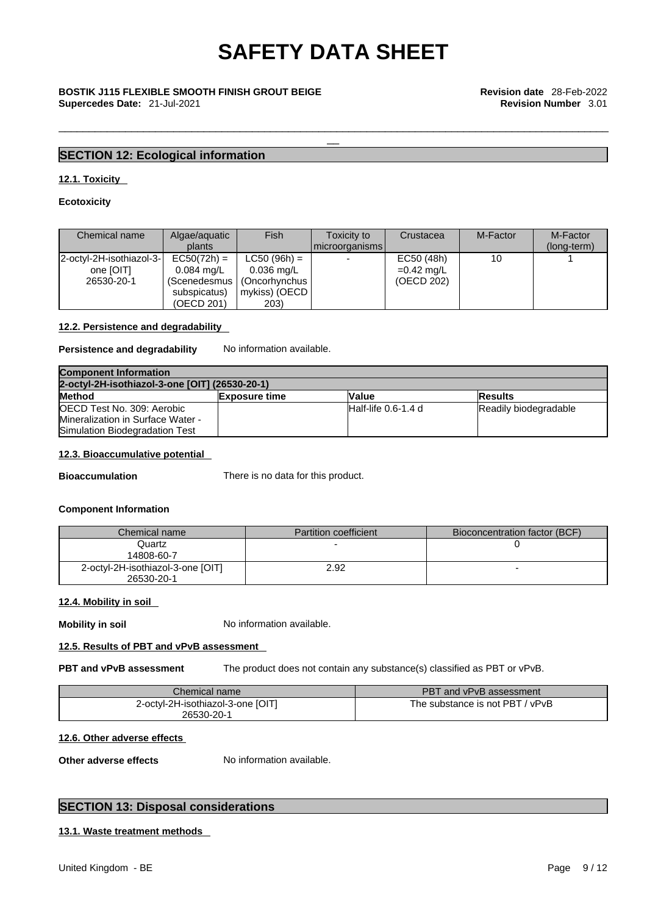## SECTION 12: Ecological information

### 12.1. Toxicity

**Ecotoxicity**

| Chemical name | Algae/aquatic plants | Fish | Toxicity to microorganisms | Crustacea | M-Factor | M-Factor (long-term) |
|---|---|---|---|---|---|---|
| 2-octyl-2H-isothiazol-3-one [OIT] 26530-20-1 | EC50(72h) = 0.084 mg/L (Scenedesmus subspicatus) (OECD 201) | LC50 (96h) = 0.036 mg/L (Oncorhynchus mykiss) (OECD 203) | - | EC50 (48h) =0.42 mg/L (OECD 202) | 10 | 1 |

### 12.2. Persistence and degradability

**Persistence and degradability** No information available.

| Component Information | | | |
|---|---|---|---|
| **2-octyl-2H-isothiazol-3-one [OIT] (26530-20-1)** | | | |
| **Method** | **Exposure time** | **Value** | **Results** |
| OECD Test No. 309: Aerobic Mineralization in Surface Water - Simulation Biodegradation Test | | Half-life 0.6-1.4 d | Readily biodegradable |

### 12.3. Bioaccumulative potential

**Bioaccumulation** There is no data for this product.

**Component Information**

| Chemical name | Partition coefficient | Bioconcentration factor (BCF) |
|---|---|---|
| Quartz 14808-60-7 | - | 0 |
| 2-octyl-2H-isothiazol-3-one [OIT] 26530-20-1 | 2.92 | - |

### 12.4. Mobility in soil

**Mobility in soil** No information available.

### 12.5. Results of PBT and vPvB assessment

**PBT and vPvB assessment** The product does not contain any substance(s) classified as PBT or vPvB.

| Chemical name | PBT and vPvB assessment |
|---|---|
| 2-octyl-2H-isothiazol-3-one [OIT] 26530-20-1 | The substance is not PBT / vPvB |

### 12.6. Other adverse effects

**Other adverse effects** No information available.

## SECTION 13: Disposal considerations

### 13.1. Waste treatment methods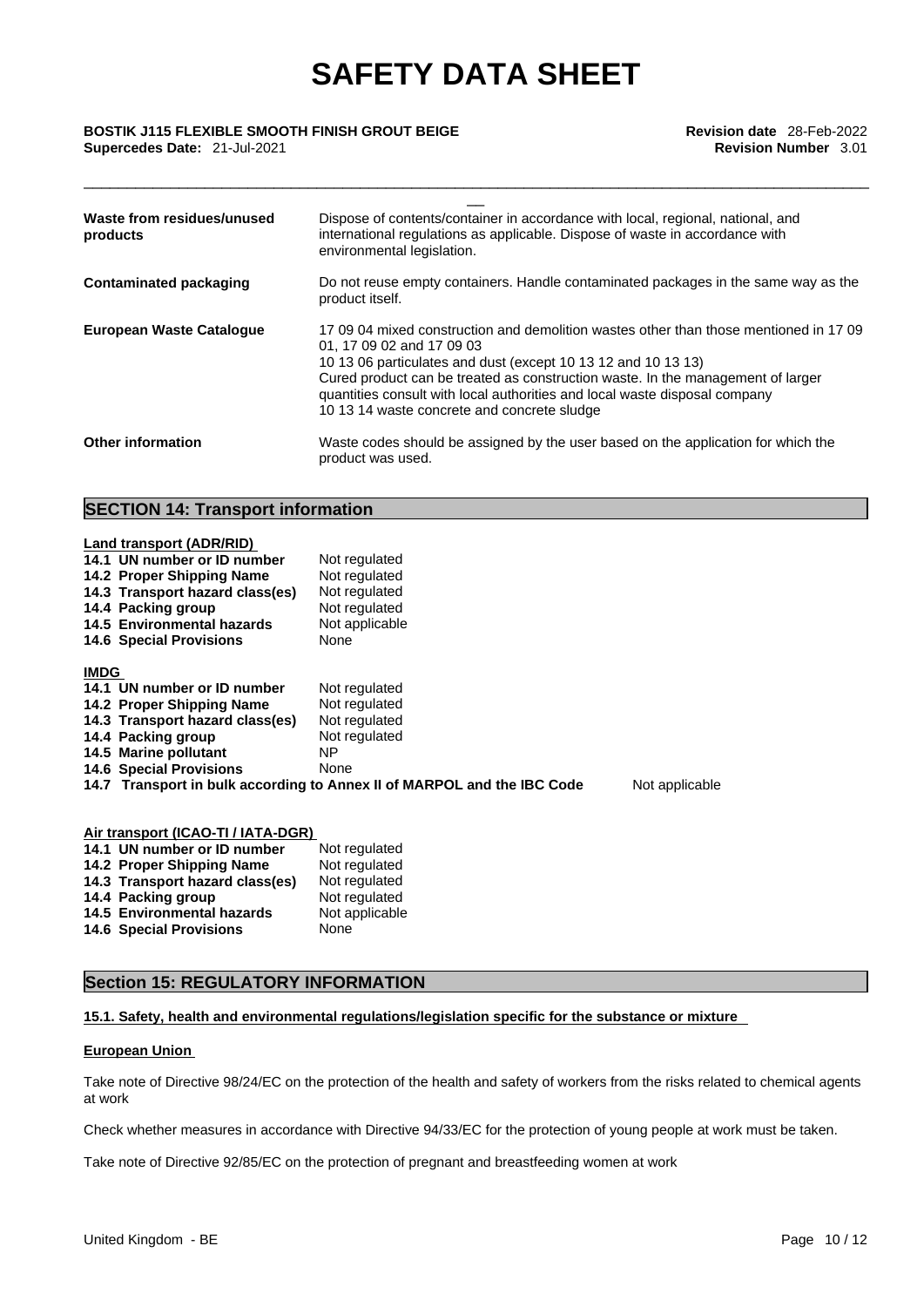| | |
|---|---|
| **Waste from residues/unused products** | Dispose of contents/container in accordance with local, regional, national, and international regulations as applicable. Dispose of waste in accordance with environmental legislation. |
| **Contaminated packaging** | Do not reuse empty containers. Handle contaminated packages in the same way as the product itself. |
| **European Waste Catalogue** | 17 09 04 mixed construction and demolition wastes other than those mentioned in 17 09 01, 17 09 02 and 17 09 03<br>10 13 06 particulates and dust (except 10 13 12 and 10 13 13)<br>Cured product can be treated as construction waste. In the management of larger quantities consult with local authorities and local waste disposal company<br>10 13 14 waste concrete and concrete sludge |
| **Other information** | Waste codes should be assigned by the user based on the application for which the product was used. |

## SECTION 14: Transport information

**Land transport (ADR/RID)**

| | |
|---|---|
| **14.1 UN number or ID number** | Not regulated |
| **14.2 Proper Shipping Name** | Not regulated |
| **14.3 Transport hazard class(es)** | Not regulated |
| **14.4 Packing group** | Not regulated |
| **14.5 Environmental hazards** | Not applicable |
| **14.6 Special Provisions** | None |

**IMDG**

| | |
|---|---|
| **14.1 UN number or ID number** | Not regulated |
| **14.2 Proper Shipping Name** | Not regulated |
| **14.3 Transport hazard class(es)** | Not regulated |
| **14.4 Packing group** | Not regulated |
| **14.5 Marine pollutant** | NP |
| **14.6 Special Provisions** | None |
| **14.7 Transport in bulk according to Annex II of MARPOL and the IBC Code** | Not applicable |

**Air transport (ICAO-TI / IATA-DGR)**

| | |
|---|---|
| **14.1 UN number or ID number** | Not regulated |
| **14.2 Proper Shipping Name** | Not regulated |
| **14.3 Transport hazard class(es)** | Not regulated |
| **14.4 Packing group** | Not regulated |
| **14.5 Environmental hazards** | Not applicable |
| **14.6 Special Provisions** | None |

## Section 15: REGULATORY INFORMATION

**15.1. Safety, health and environmental regulations/legislation specific for the substance or mixture**

**European Union**

Take note of Directive 98/24/EC on the protection of the health and safety of workers from the risks related to chemical agents at work

Check whether measures in accordance with Directive 94/33/EC for the protection of young people at work must be taken.

Take note of Directive 92/85/EC on the protection of pregnant and breastfeeding women at work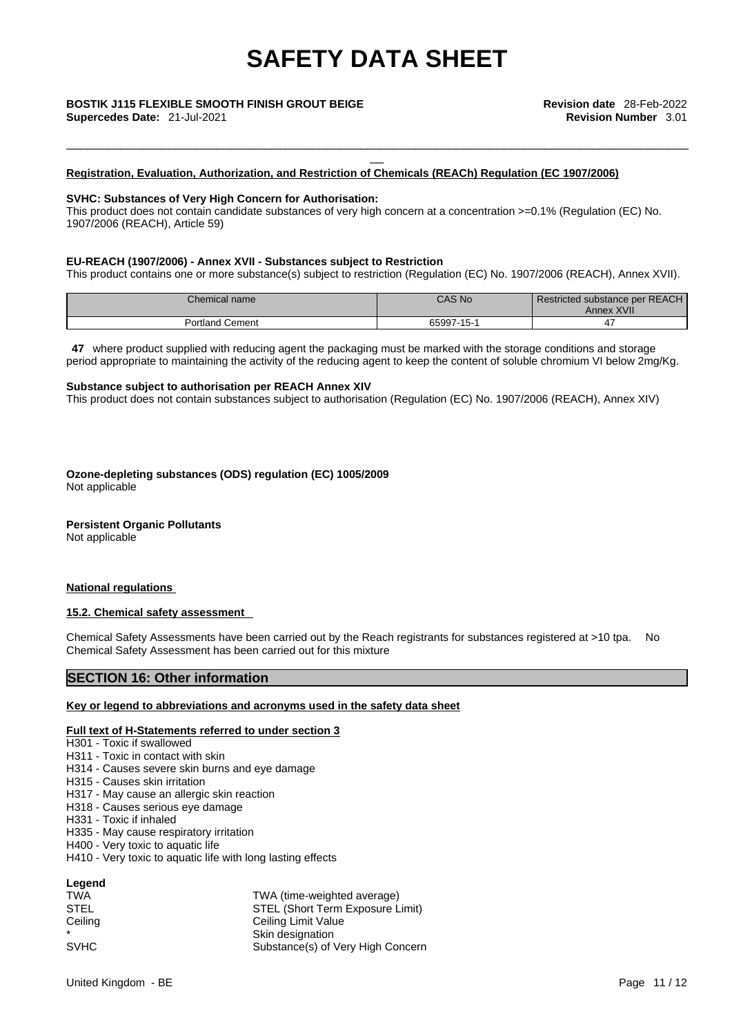# SAFETY DATA SHEET

**BOSTIK J115 FLEXIBLE SMOOTH FINISH GROUT BEIGE** **Revision date** 28-Feb-2022
**Supercedes Date:** 21-Jul-2021 **Revision Number** 3.01

**Registration, Evaluation, Authorization, and Restriction of Chemicals (REACh) Regulation (EC 1907/2006)**

**SVHC: Substances of Very High Concern for Authorisation:**
This product does not contain candidate substances of very high concern at a concentration >=0.1% (Regulation (EC) No. 1907/2006 (REACH), Article 59)

**EU-REACH (1907/2006) - Annex XVII - Substances subject to Restriction**
This product contains one or more substance(s) subject to restriction (Regulation (EC) No. 1907/2006 (REACH), Annex XVII).

| Chemical name | CAS No | Restricted substance per REACH Annex XVII |
|---|---|---|
| Portland Cement | 65997-15-1 | 47 |

**47** where product supplied with reducing agent the packaging must be marked with the storage conditions and storage period appropriate to maintaining the activity of the reducing agent to keep the content of soluble chromium VI below 2mg/Kg.

**Substance subject to authorisation per REACH Annex XIV**
This product does not contain substances subject to authorisation (Regulation (EC) No. 1907/2006 (REACH), Annex XIV)

**Ozone-depleting substances (ODS) regulation (EC) 1005/2009**
Not applicable

**Persistent Organic Pollutants**
Not applicable

**National regulations**

**15.2. Chemical safety assessment**

Chemical Safety Assessments have been carried out by the Reach registrants for substances registered at >10 tpa. No Chemical Safety Assessment has been carried out for this mixture

## SECTION 16: Other information

**Key or legend to abbreviations and acronyms used in the safety data sheet**

**Full text of H-Statements referred to under section 3**
H301 - Toxic if swallowed
H311 - Toxic in contact with skin
H314 - Causes severe skin burns and eye damage
H315 - Causes skin irritation
H317 - May cause an allergic skin reaction
H318 - Causes serious eye damage
H331 - Toxic if inhaled
H335 - May cause respiratory irritation
H400 - Very toxic to aquatic life
H410 - Very toxic to aquatic life with long lasting effects

**Legend**

| | |
|---|---|
| TWA | TWA (time-weighted average) |
| STEL | STEL (Short Term Exposure Limit) |
| Ceiling | Ceiling Limit Value |
| * | Skin designation |
| SVHC | Substance(s) of Very High Concern |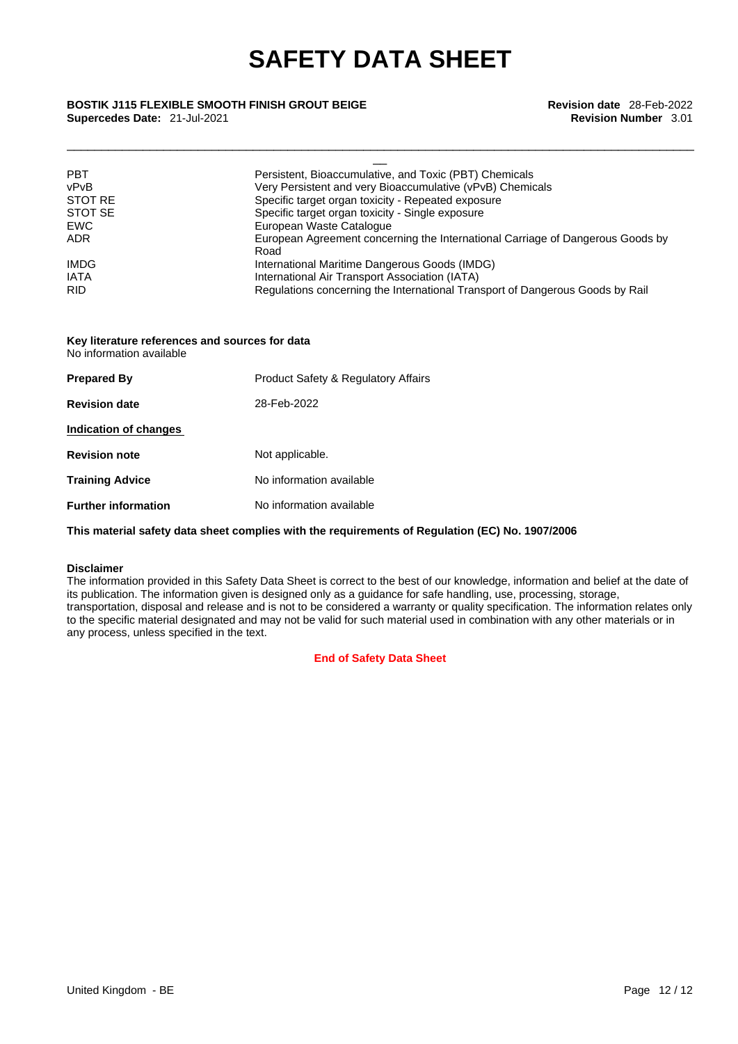| | |
|---|---|
| PBT | Persistent, Bioaccumulative, and Toxic (PBT) Chemicals |
| vPvB | Very Persistent and very Bioaccumulative (vPvB) Chemicals |
| STOT RE | Specific target organ toxicity - Repeated exposure |
| STOT SE | Specific target organ toxicity - Single exposure |
| EWC | European Waste Catalogue |
| ADR | European Agreement concerning the International Carriage of Dangerous Goods by Road |
| IMDG | International Maritime Dangerous Goods (IMDG) |
| IATA | International Air Transport Association (IATA) |
| RID | Regulations concerning the International Transport of Dangerous Goods by Rail |

**Key literature references and sources for data**
No information available

**Prepared By** Product Safety & Regulatory Affairs

**Revision date** 28-Feb-2022

**Indication of changes**

**Revision note** Not applicable.

**Training Advice** No information available

**Further information** No information available

**This material safety data sheet complies with the requirements of Regulation (EC) No. 1907/2006**

**Disclaimer**
The information provided in this Safety Data Sheet is correct to the best of our knowledge, information and belief at the date of its publication. The information given is designed only as a guidance for safe handling, use, processing, storage, transportation, disposal and release and is not to be considered a warranty or quality specification. The information relates only to the specific material designated and may not be valid for such material used in combination with any other materials or in any process, unless specified in the text.

**End of Safety Data Sheet**